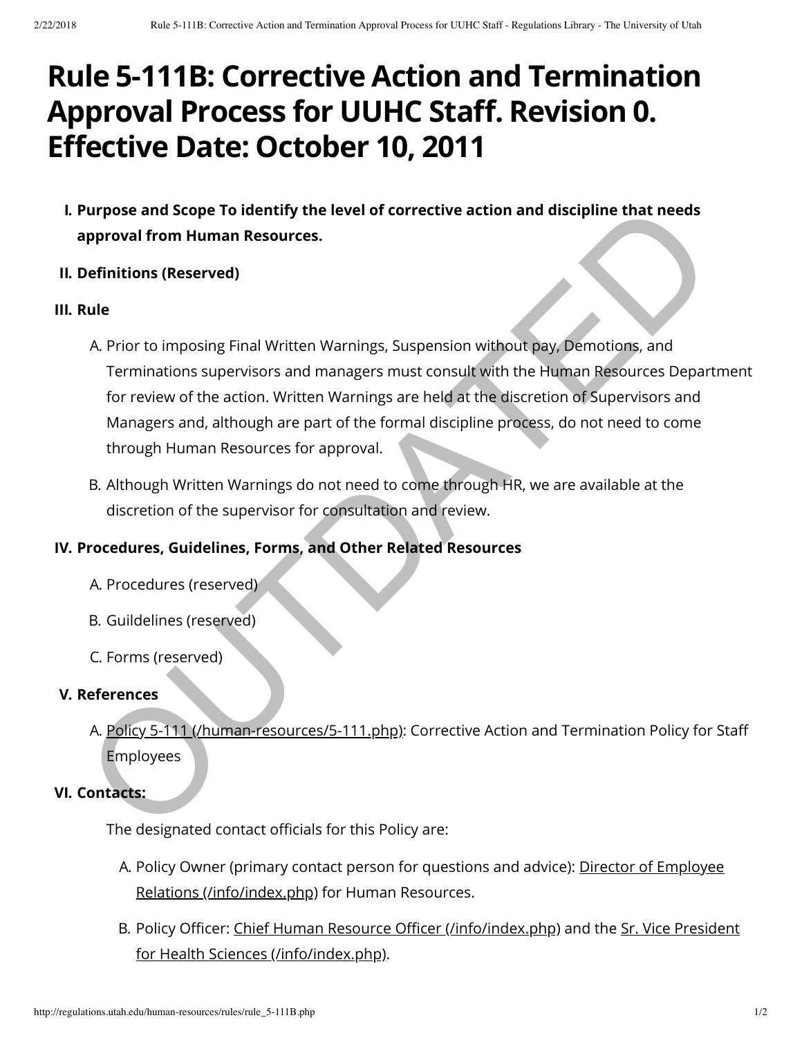# Rule 5-111B: Corrective Action and Termination Approval Process for UUHC Staff. Revision 0. Effective Date: October 10, 2011

I. **Purpose and Scope To identify the level of corrective action and discipline that needs approval from Human Resources.**

II. **Definitions (Reserved)**

III. **Rule**

   A. Prior to imposing Final Written Warnings, Suspension without pay, Demotions, and Terminations supervisors and managers must consult with the Human Resources Department for review of the action. Written Warnings are held at the discretion of Supervisors and Managers and, although are part of the formal discipline process, do not need to come through Human Resources for approval.

   B. Although Written Warnings do not need to come through HR, we are available at the discretion of the supervisor for consultation and review.

IV. **Procedures, Guidelines, Forms, and Other Related Resources**

   A. Procedures (reserved)

   B. Guildelines (reserved)

   C. Forms (reserved)

V. **References**

   A. Policy 5-111 (/human-resources/5-111.php): Corrective Action and Termination Policy for Staff Employees

VI. **Contacts:**

   The designated contact officials for this Policy are:

   A. Policy Owner (primary contact person for questions and advice): Director of Employee Relations (/info/index.php) for Human Resources.

   B. Policy Officer: Chief Human Resource Officer (/info/index.php) and the Sr. Vice President for Health Sciences (/info/index.php).

OUTDATED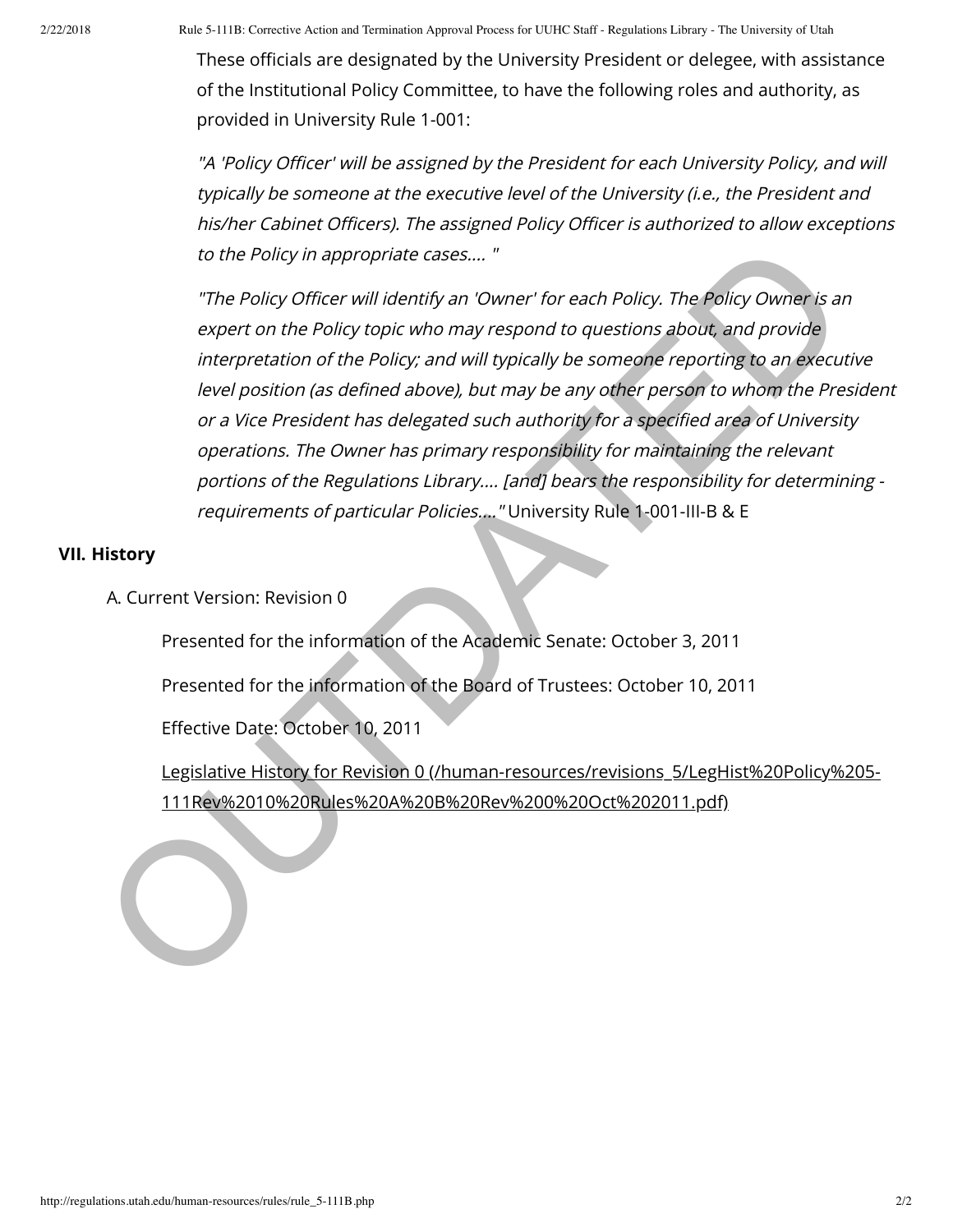These officials are designated by the University President or delegee, with assistance of the Institutional Policy Committee, to have the following roles and authority, as provided in University Rule 1-001:

*"A 'Policy Officer' will be assigned by the President for each University Policy, and will typically be someone at the executive level of the University (i.e., the President and his/her Cabinet Officers). The assigned Policy Officer is authorized to allow exceptions to the Policy in appropriate cases.... "*

*"The Policy Officer will identify an 'Owner' for each Policy. The Policy Owner is an expert on the Policy topic who may respond to questions about, and provide interpretation of the Policy; and will typically be someone reporting to an executive level position (as defined above), but may be any other person to whom the President or a Vice President has delegated such authority for a specified area of University operations. The Owner has primary responsibility for maintaining the relevant portions of the Regulations Library.... [and] bears the responsibility for determining -requirements of particular Policies...."* University Rule 1-001-III-B & E

**VII. History**

A. Current Version: Revision 0

Presented for the information of the Academic Senate: October 3, 2011

Presented for the information of the Board of Trustees: October 10, 2011

Effective Date: October 10, 2011

Legislative History for Revision 0 (/human-resources/revisions_5/LegHist%20Policy%205-111Rev%2010%20Rules%20A%20B%20Rev%200%20Oct%202011.pdf)